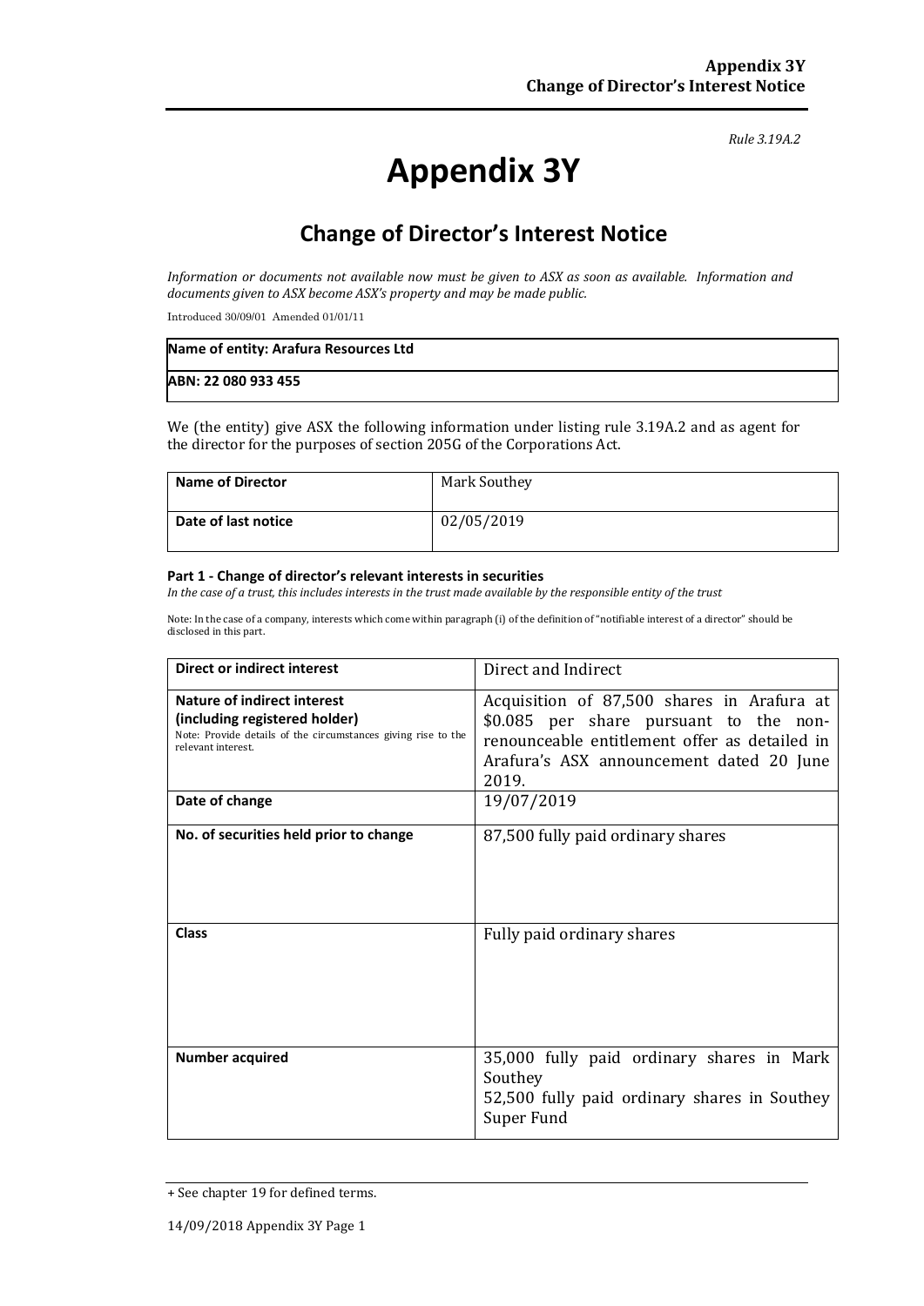*Rule 3.19A.2*

# Appendix 3Y

## Change of Director's Interest Notice

*Information or documents not available now must be given to ASX as soon as available. Information and documents given to ASX become ASX's property and may be made public.*

Introduced 30/09/01 Amended 01/01/11

| Name of entity: Arafura Resources Ltd |
|---|
| **ABN: 22 080 933 455** |

We (the entity) give ASX the following information under listing rule 3.19A.2 and as agent for the director for the purposes of section 205G of the Corporations Act.

| Name of Director | Mark Southey |
|---|---|
| **Date of last notice** | 02/05/2019 |

**Part 1 - Change of director's relevant interests in securities**

*In the case of a trust, this includes interests in the trust made available by the responsible entity of the trust*

Note: In the case of a company, interests which come within paragraph (i) of the definition of "notifiable interest of a director" should be disclosed in this part.

| Direct or indirect interest | Direct and Indirect |
|---|---|
| **Nature of indirect interest (including registered holder)** Note: Provide details of the circumstances giving rise to the relevant interest. | Acquisition of 87,500 shares in Arafura at $0.085 per share pursuant to the non-renounceable entitlement offer as detailed in Arafura's ASX announcement dated 20 June 2019. |
| **Date of change** | 19/07/2019 |
| **No. of securities held prior to change** | 87,500 fully paid ordinary shares |
| **Class** | Fully paid ordinary shares |
| **Number acquired** | 35,000 fully paid ordinary shares in Mark Southey<br>52,500 fully paid ordinary shares in Southey Super Fund |

+ See chapter 19 for defined terms.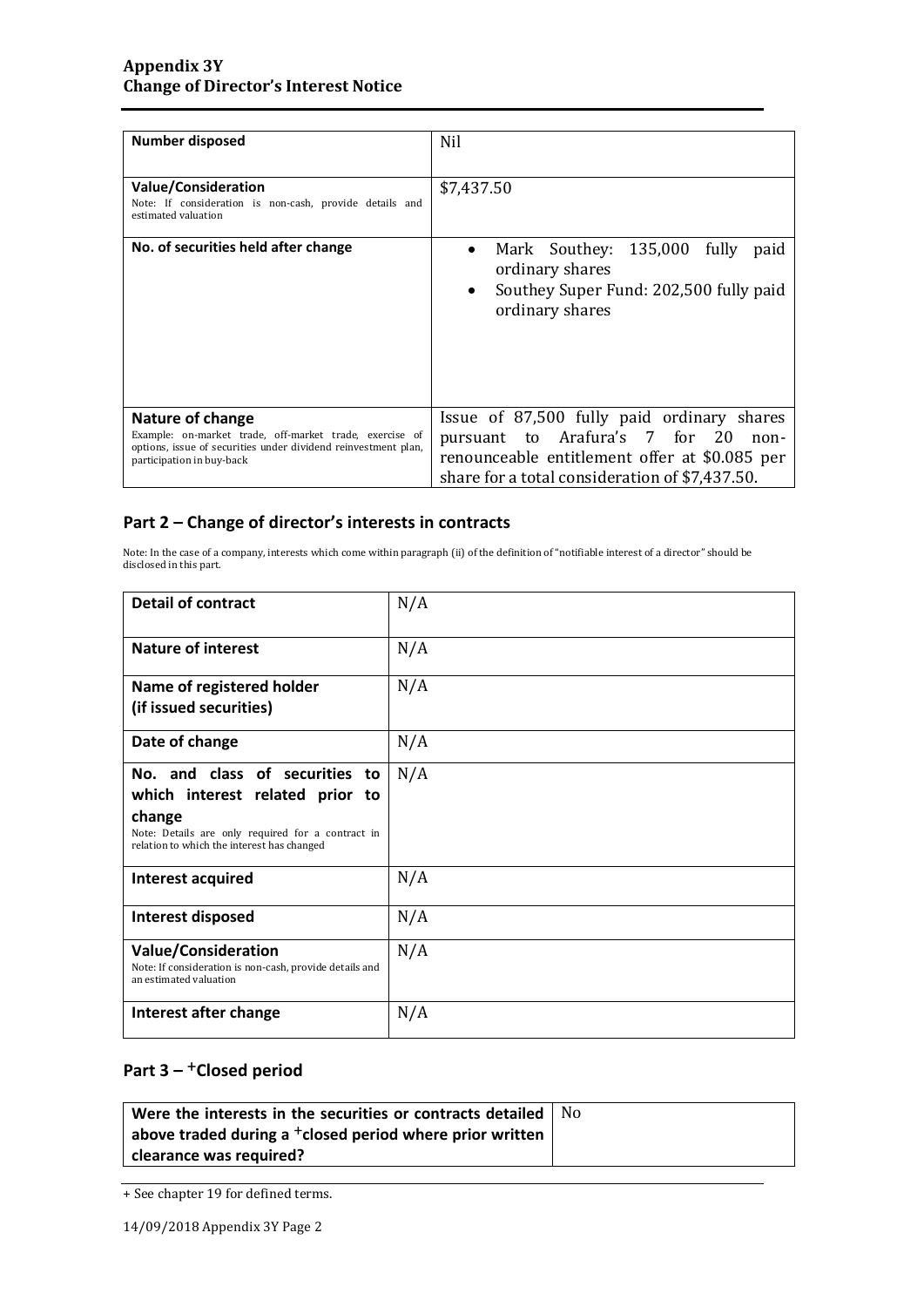| Number disposed | Nil |
|---|---|
| **Value/Consideration**<br>Note: If consideration is non-cash, provide details and estimated valuation | $7,437.50 |
| **No. of securities held after change** | • Mark Southey: 135,000 fully paid ordinary shares<br>• Southey Super Fund: 202,500 fully paid ordinary shares |
| **Nature of change**<br>Example: on-market trade, off-market trade, exercise of options, issue of securities under dividend reinvestment plan, participation in buy-back | Issue of 87,500 fully paid ordinary shares pursuant to Arafura's 7 for 20 non-renounceable entitlement offer at $0.085 per share for a total consideration of $7,437.50. |

## Part 2 – Change of director's interests in contracts

Note: In the case of a company, interests which come within paragraph (ii) of the definition of "notifiable interest of a director" should be disclosed in this part.

| Detail of contract | N/A |
|---|---|
| **Nature of interest** | N/A |
| **Name of registered holder (if issued securities)** | N/A |
| **Date of change** | N/A |
| **No. and class of securities to which interest related prior to change**<br>Note: Details are only required for a contract in relation to which the interest has changed | N/A |
| **Interest acquired** | N/A |
| **Interest disposed** | N/A |
| **Value/Consideration**<br>Note: If consideration is non-cash, provide details and an estimated valuation | N/A |
| **Interest after change** | N/A |

## Part 3 – +Closed period

| Were the interests in the securities or contracts detailed above traded during a +closed period where prior written clearance was required? | No |
|---|---|

+ See chapter 19 for defined terms.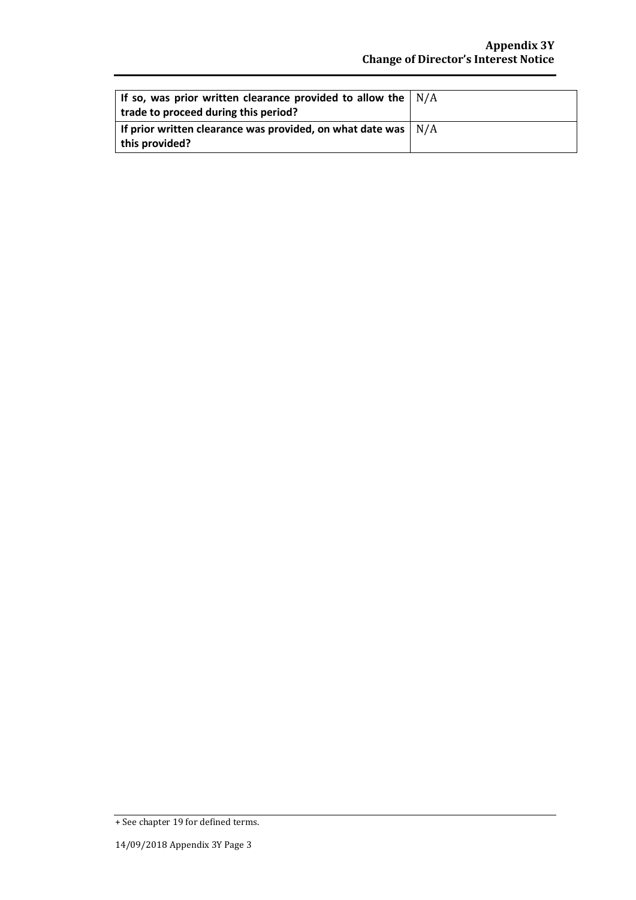| | |
|---|---|
| **If so, was prior written clearance provided to allow the trade to proceed during this period?** | N/A |
| **If prior written clearance was provided, on what date was this provided?** | N/A |

+ See chapter 19 for defined terms.